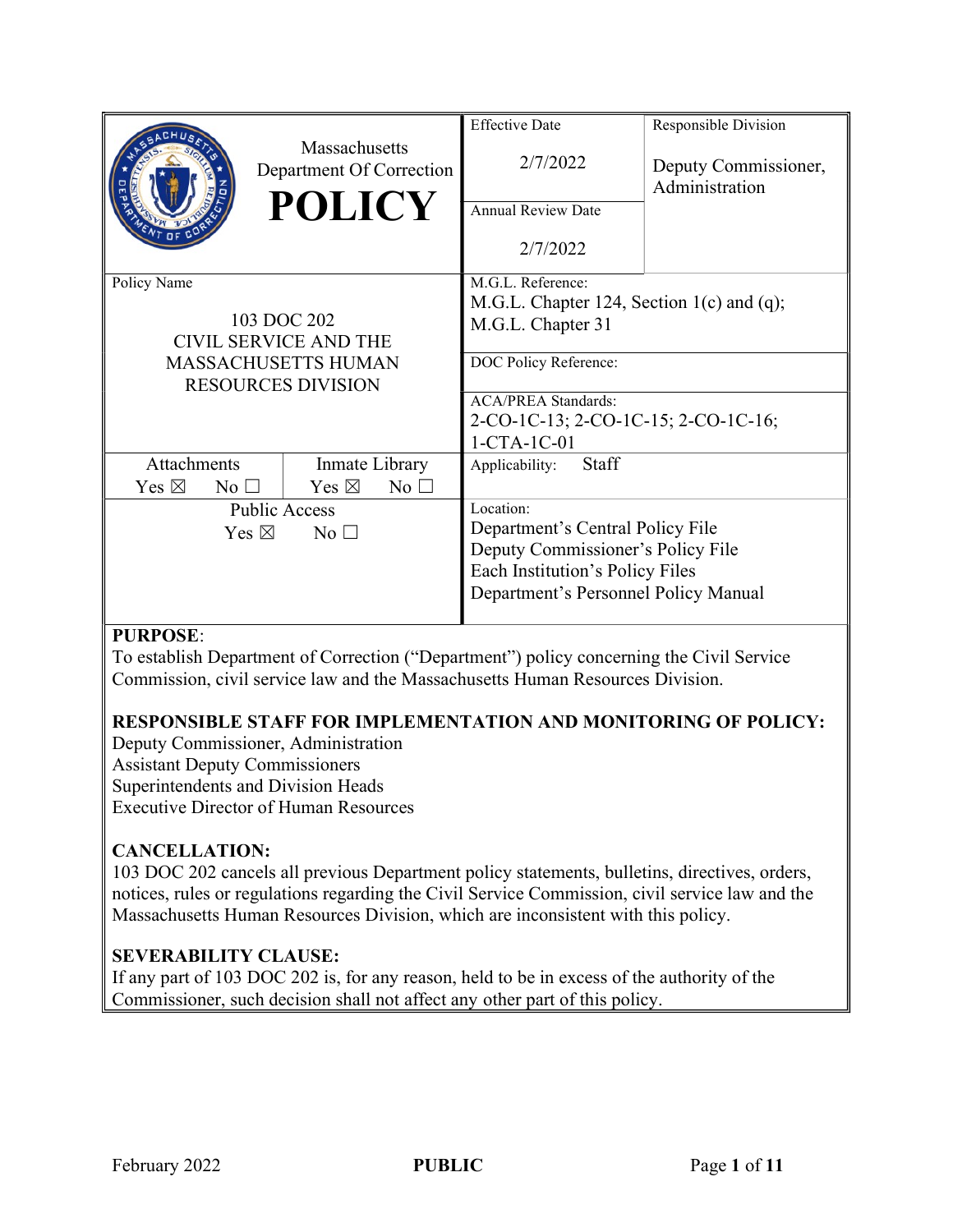| Massachusetts Department Of Correction **POLICY** | Effective Date<br>2/7/2022 | Responsible Division<br>Deputy Commissioner, Administration |
|---|---|---|
| | Annual Review Date<br>2/7/2022 | |
| Policy Name<br>103 DOC 202<br>CIVIL SERVICE AND THE MASSACHUSETTS HUMAN RESOURCES DIVISION | M.G.L. Reference:<br>M.G.L. Chapter 124, Section 1(c) and (q); M.G.L. Chapter 31 | |
| | DOC Policy Reference: | |
| | ACA/PREA Standards:<br>2-CO-1C-13; 2-CO-1C-15; 2-CO-1C-16; 1-CTA-1C-01 | |
| Attachments: Yes ☒ No ☐ / Inmate Library: Yes ☒ No ☐ | Applicability: Staff | |
| Public Access<br>Yes ☒ No ☐ | Location:<br>Department's Central Policy File<br>Deputy Commissioner's Policy File<br>Each Institution's Policy Files<br>Department's Personnel Policy Manual | |

**PURPOSE**:
To establish Department of Correction ("Department") policy concerning the Civil Service Commission, civil service law and the Massachusetts Human Resources Division.

**RESPONSIBLE STAFF FOR IMPLEMENTATION AND MONITORING OF POLICY:**
Deputy Commissioner, Administration
Assistant Deputy Commissioners
Superintendents and Division Heads
Executive Director of Human Resources

**CANCELLATION:**
103 DOC 202 cancels all previous Department policy statements, bulletins, directives, orders, notices, rules or regulations regarding the Civil Service Commission, civil service law and the Massachusetts Human Resources Division, which are inconsistent with this policy.

**SEVERABILITY CLAUSE:**
If any part of 103 DOC 202 is, for any reason, held to be in excess of the authority of the Commissioner, such decision shall not affect any other part of this policy.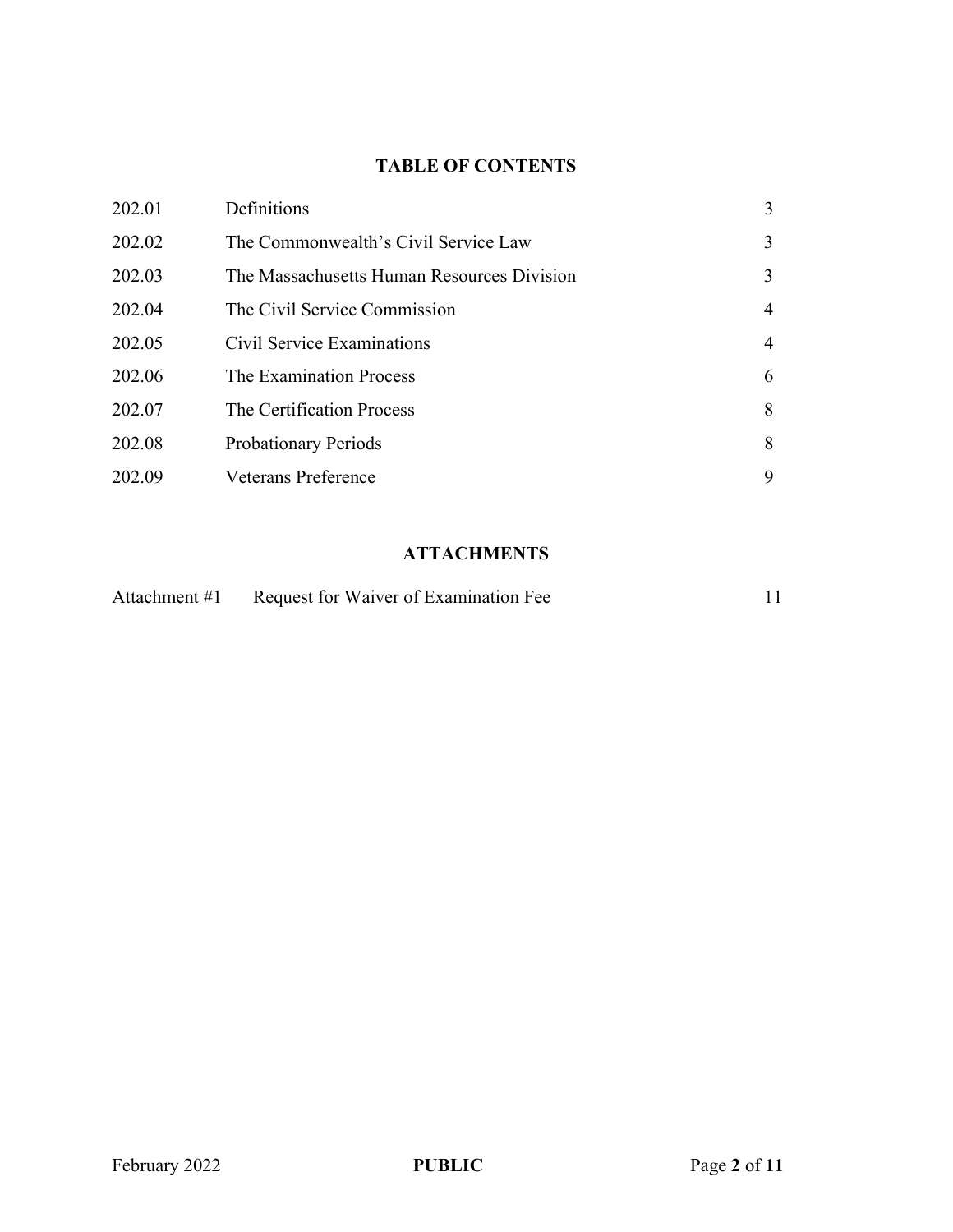## TABLE OF CONTENTS

| | | |
|---|---|---|
| 202.01 | Definitions | 3 |
| 202.02 | The Commonwealth's Civil Service Law | 3 |
| 202.03 | The Massachusetts Human Resources Division | 3 |
| 202.04 | The Civil Service Commission | 4 |
| 202.05 | Civil Service Examinations | 4 |
| 202.06 | The Examination Process | 6 |
| 202.07 | The Certification Process | 8 |
| 202.08 | Probationary Periods | 8 |
| 202.09 | Veterans Preference | 9 |

## ATTACHMENTS

| | | |
|---|---|---|
| Attachment #1 | Request for Waiver of Examination Fee | 11 |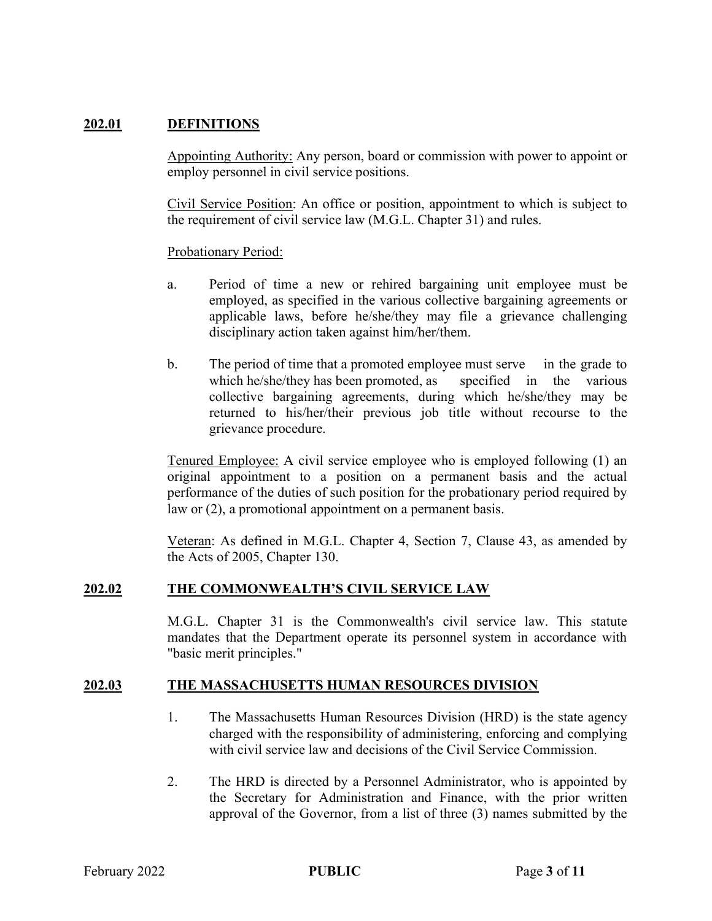## 202.01 DEFINITIONS

Appointing Authority: Any person, board or commission with power to appoint or employ personnel in civil service positions.

Civil Service Position: An office or position, appointment to which is subject to the requirement of civil service law (M.G.L. Chapter 31) and rules.

Probationary Period:

a. Period of time a new or rehired bargaining unit employee must be employed, as specified in the various collective bargaining agreements or applicable laws, before he/she/they may file a grievance challenging disciplinary action taken against him/her/them.

b. The period of time that a promoted employee must serve in the grade to which he/she/they has been promoted, as specified in the various collective bargaining agreements, during which he/she/they may be returned to his/her/their previous job title without recourse to the grievance procedure.

Tenured Employee: A civil service employee who is employed following (1) an original appointment to a position on a permanent basis and the actual performance of the duties of such position for the probationary period required by law or (2), a promotional appointment on a permanent basis.

Veteran: As defined in M.G.L. Chapter 4, Section 7, Clause 43, as amended by the Acts of 2005, Chapter 130.

## 202.02 THE COMMONWEALTH'S CIVIL SERVICE LAW

M.G.L. Chapter 31 is the Commonwealth's civil service law. This statute mandates that the Department operate its personnel system in accordance with "basic merit principles."

## 202.03 THE MASSACHUSETTS HUMAN RESOURCES DIVISION

1. The Massachusetts Human Resources Division (HRD) is the state agency charged with the responsibility of administering, enforcing and complying with civil service law and decisions of the Civil Service Commission.

2. The HRD is directed by a Personnel Administrator, who is appointed by the Secretary for Administration and Finance, with the prior written approval of the Governor, from a list of three (3) names submitted by the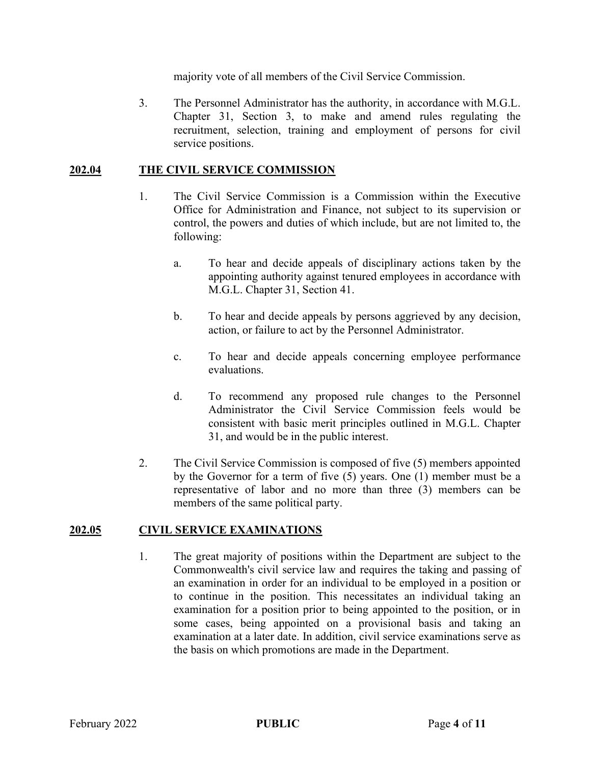majority vote of all members of the Civil Service Commission.

3. The Personnel Administrator has the authority, in accordance with M.G.L. Chapter 31, Section 3, to make and amend rules regulating the recruitment, selection, training and employment of persons for civil service positions.

## 202.04 THE CIVIL SERVICE COMMISSION

1. The Civil Service Commission is a Commission within the Executive Office for Administration and Finance, not subject to its supervision or control, the powers and duties of which include, but are not limited to, the following:

   a. To hear and decide appeals of disciplinary actions taken by the appointing authority against tenured employees in accordance with M.G.L. Chapter 31, Section 41.

   b. To hear and decide appeals by persons aggrieved by any decision, action, or failure to act by the Personnel Administrator.

   c. To hear and decide appeals concerning employee performance evaluations.

   d. To recommend any proposed rule changes to the Personnel Administrator the Civil Service Commission feels would be consistent with basic merit principles outlined in M.G.L. Chapter 31, and would be in the public interest.

2. The Civil Service Commission is composed of five (5) members appointed by the Governor for a term of five (5) years. One (1) member must be a representative of labor and no more than three (3) members can be members of the same political party.

## 202.05 CIVIL SERVICE EXAMINATIONS

1. The great majority of positions within the Department are subject to the Commonwealth's civil service law and requires the taking and passing of an examination in order for an individual to be employed in a position or to continue in the position. This necessitates an individual taking an examination for a position prior to being appointed to the position, or in some cases, being appointed on a provisional basis and taking an examination at a later date. In addition, civil service examinations serve as the basis on which promotions are made in the Department.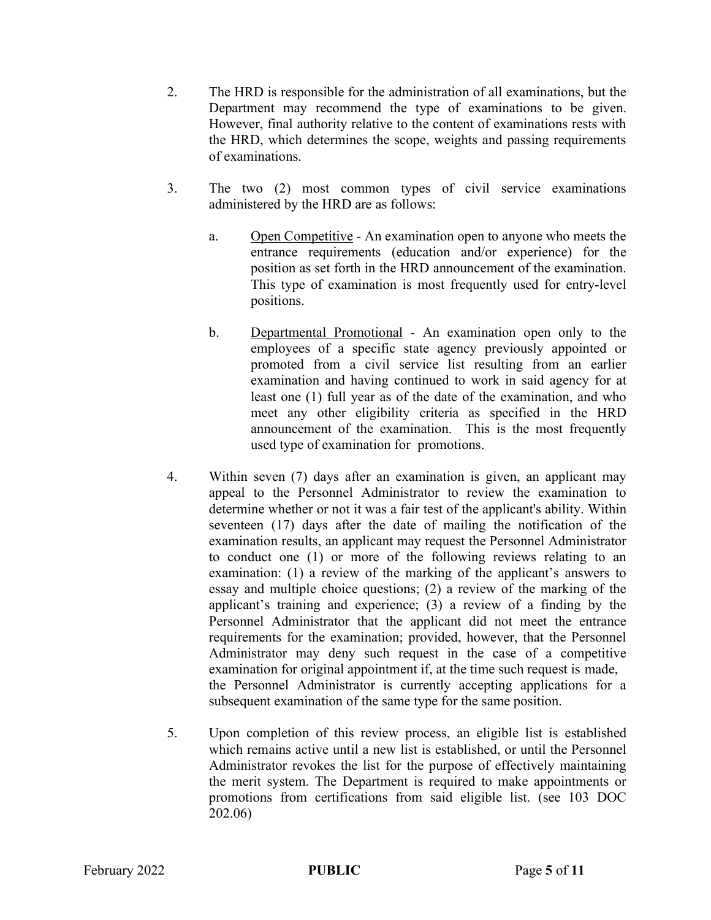2. The HRD is responsible for the administration of all examinations, but the Department may recommend the type of examinations to be given. However, final authority relative to the content of examinations rests with the HRD, which determines the scope, weights and passing requirements of examinations.

3. The two (2) most common types of civil service examinations administered by the HRD are as follows:

   a. Open Competitive - An examination open to anyone who meets the entrance requirements (education and/or experience) for the position as set forth in the HRD announcement of the examination. This type of examination is most frequently used for entry-level positions.

   b. Departmental Promotional - An examination open only to the employees of a specific state agency previously appointed or promoted from a civil service list resulting from an earlier examination and having continued to work in said agency for at least one (1) full year as of the date of the examination, and who meet any other eligibility criteria as specified in the HRD announcement of the examination. This is the most frequently used type of examination for promotions.

4. Within seven (7) days after an examination is given, an applicant may appeal to the Personnel Administrator to review the examination to determine whether or not it was a fair test of the applicant's ability. Within seventeen (17) days after the date of mailing the notification of the examination results, an applicant may request the Personnel Administrator to conduct one (1) or more of the following reviews relating to an examination: (1) a review of the marking of the applicant's answers to essay and multiple choice questions; (2) a review of the marking of the applicant's training and experience; (3) a review of a finding by the Personnel Administrator that the applicant did not meet the entrance requirements for the examination; provided, however, that the Personnel Administrator may deny such request in the case of a competitive examination for original appointment if, at the time such request is made, the Personnel Administrator is currently accepting applications for a subsequent examination of the same type for the same position.

5. Upon completion of this review process, an eligible list is established which remains active until a new list is established, or until the Personnel Administrator revokes the list for the purpose of effectively maintaining the merit system. The Department is required to make appointments or promotions from certifications from said eligible list. (see 103 DOC 202.06)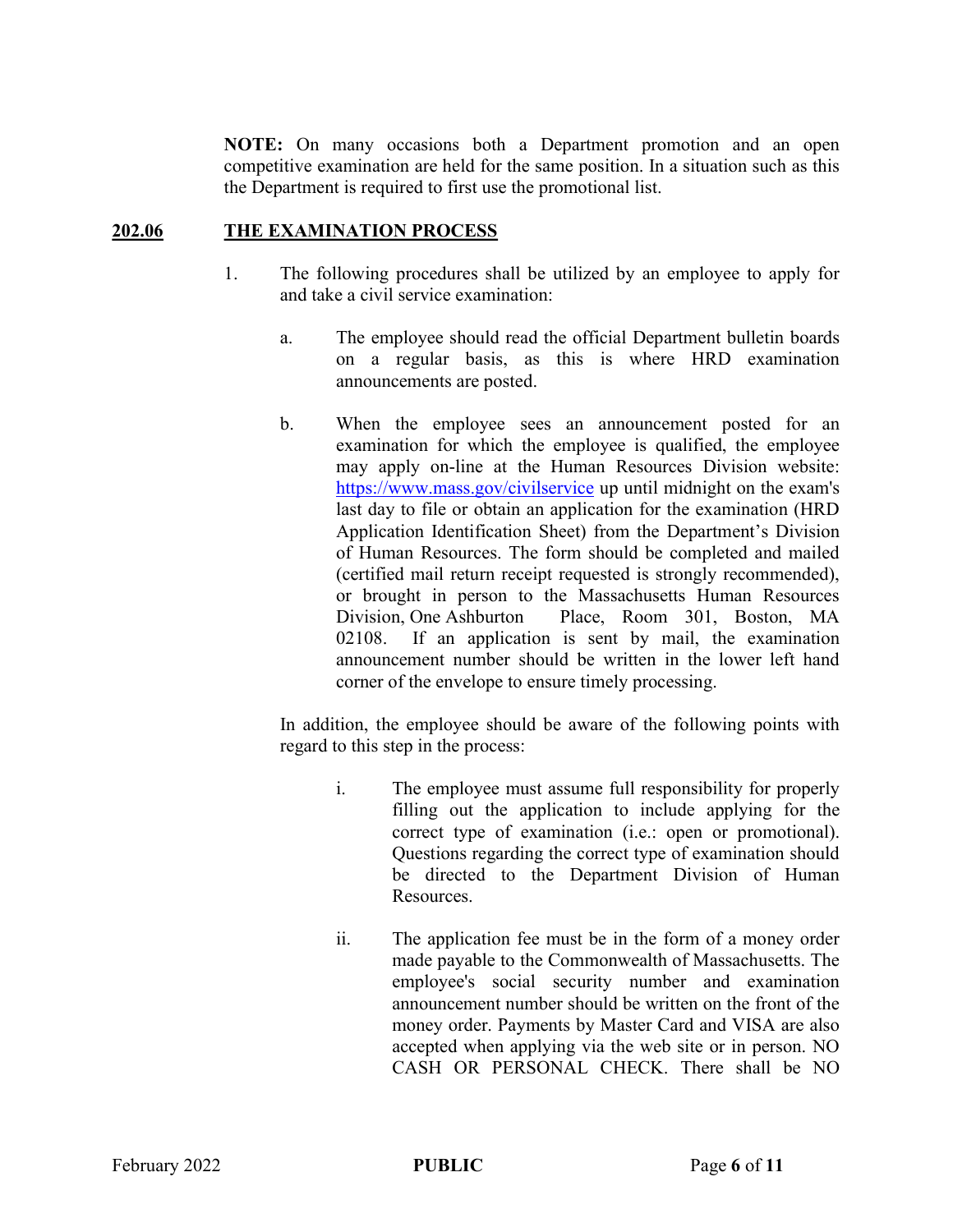**NOTE:** On many occasions both a Department promotion and an open competitive examination are held for the same position. In a situation such as this the Department is required to first use the promotional list.

## 202.06 THE EXAMINATION PROCESS

1. The following procedures shall be utilized by an employee to apply for and take a civil service examination:

   a. The employee should read the official Department bulletin boards on a regular basis, as this is where HRD examination announcements are posted.

   b. When the employee sees an announcement posted for an examination for which the employee is qualified, the employee may apply on-line at the Human Resources Division website: https://www.mass.gov/civilservice up until midnight on the exam's last day to file or obtain an application for the examination (HRD Application Identification Sheet) from the Department's Division of Human Resources. The form should be completed and mailed (certified mail return receipt requested is strongly recommended), or brought in person to the Massachusetts Human Resources Division, One Ashburton Place, Room 301, Boston, MA 02108. If an application is sent by mail, the examination announcement number should be written in the lower left hand corner of the envelope to ensure timely processing.

   In addition, the employee should be aware of the following points with regard to this step in the process:

      i. The employee must assume full responsibility for properly filling out the application to include applying for the correct type of examination (i.e.: open or promotional). Questions regarding the correct type of examination should be directed to the Department Division of Human Resources.

      ii. The application fee must be in the form of a money order made payable to the Commonwealth of Massachusetts. The employee's social security number and examination announcement number should be written on the front of the money order. Payments by Master Card and VISA are also accepted when applying via the web site or in person. NO CASH OR PERSONAL CHECK. There shall be NO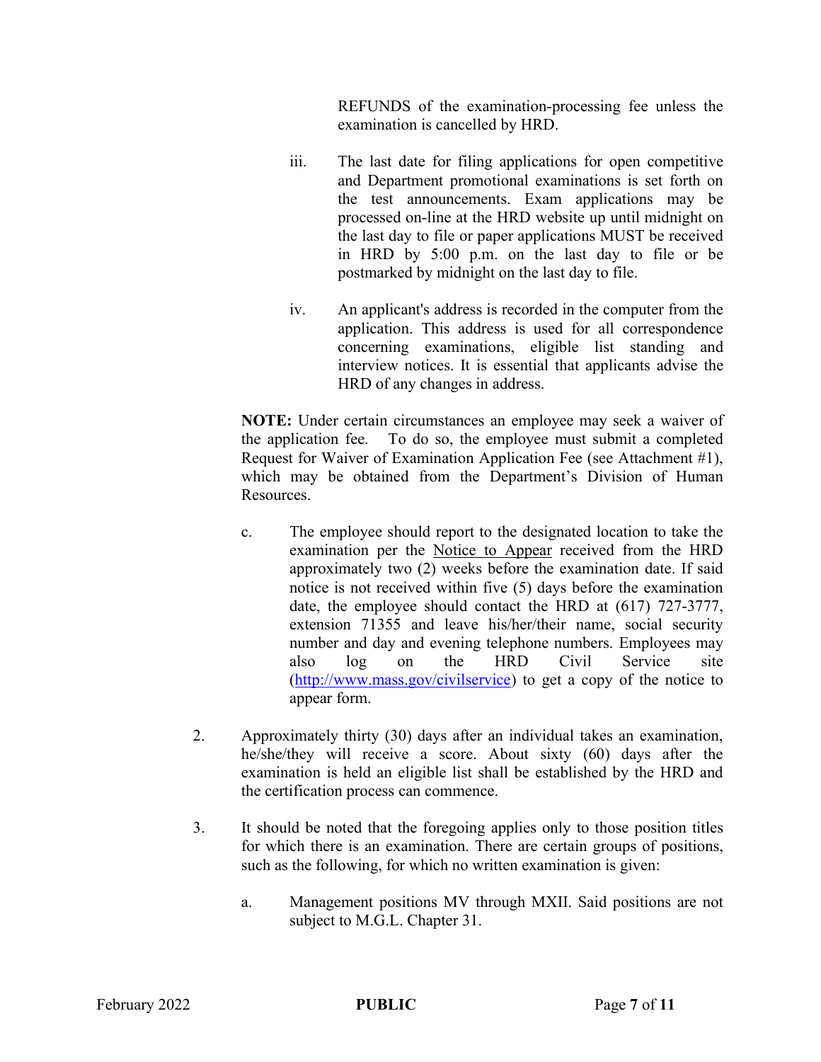REFUNDS of the examination-processing fee unless the examination is cancelled by HRD.

iii. The last date for filing applications for open competitive and Department promotional examinations is set forth on the test announcements. Exam applications may be processed on-line at the HRD website up until midnight on the last day to file or paper applications MUST be received in HRD by 5:00 p.m. on the last day to file or be postmarked by midnight on the last day to file.

iv. An applicant's address is recorded in the computer from the application. This address is used for all correspondence concerning examinations, eligible list standing and interview notices. It is essential that applicants advise the HRD of any changes in address.

**NOTE:** Under certain circumstances an employee may seek a waiver of the application fee. To do so, the employee must submit a completed Request for Waiver of Examination Application Fee (see Attachment #1), which may be obtained from the Department's Division of Human Resources.

c. The employee should report to the designated location to take the examination per the Notice to Appear received from the HRD approximately two (2) weeks before the examination date. If said notice is not received within five (5) days before the examination date, the employee should contact the HRD at (617) 727-3777, extension 71355 and leave his/her/their name, social security number and day and evening telephone numbers. Employees may also log on the HRD Civil Service site (http://www.mass.gov/civilservice) to get a copy of the notice to appear form.

2. Approximately thirty (30) days after an individual takes an examination, he/she/they will receive a score. About sixty (60) days after the examination is held an eligible list shall be established by the HRD and the certification process can commence.

3. It should be noted that the foregoing applies only to those position titles for which there is an examination. There are certain groups of positions, such as the following, for which no written examination is given:

   a. Management positions MV through MXII. Said positions are not subject to M.G.L. Chapter 31.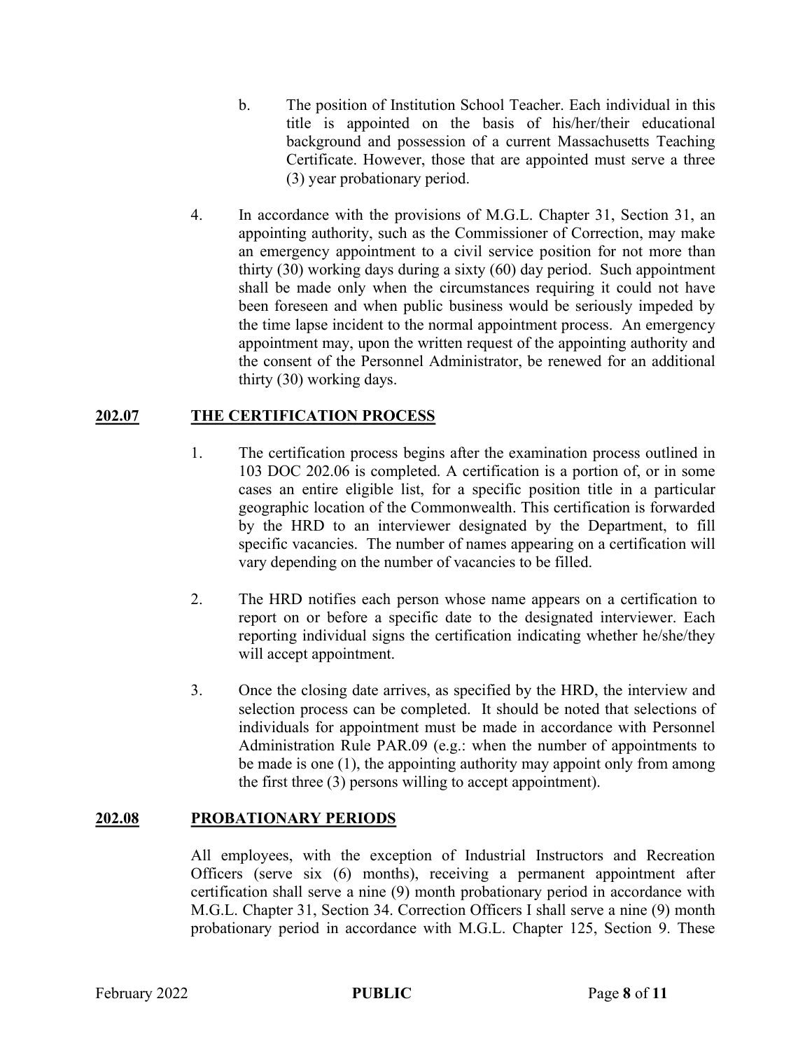b. The position of Institution School Teacher. Each individual in this title is appointed on the basis of his/her/their educational background and possession of a current Massachusetts Teaching Certificate. However, those that are appointed must serve a three (3) year probationary period.

4. In accordance with the provisions of M.G.L. Chapter 31, Section 31, an appointing authority, such as the Commissioner of Correction, may make an emergency appointment to a civil service position for not more than thirty (30) working days during a sixty (60) day period. Such appointment shall be made only when the circumstances requiring it could not have been foreseen and when public business would be seriously impeded by the time lapse incident to the normal appointment process. An emergency appointment may, upon the written request of the appointing authority and the consent of the Personnel Administrator, be renewed for an additional thirty (30) working days.

## 202.07 THE CERTIFICATION PROCESS

1. The certification process begins after the examination process outlined in 103 DOC 202.06 is completed. A certification is a portion of, or in some cases an entire eligible list, for a specific position title in a particular geographic location of the Commonwealth. This certification is forwarded by the HRD to an interviewer designated by the Department, to fill specific vacancies. The number of names appearing on a certification will vary depending on the number of vacancies to be filled.

2. The HRD notifies each person whose name appears on a certification to report on or before a specific date to the designated interviewer. Each reporting individual signs the certification indicating whether he/she/they will accept appointment.

3. Once the closing date arrives, as specified by the HRD, the interview and selection process can be completed. It should be noted that selections of individuals for appointment must be made in accordance with Personnel Administration Rule PAR.09 (e.g.: when the number of appointments to be made is one (1), the appointing authority may appoint only from among the first three (3) persons willing to accept appointment).

## 202.08 PROBATIONARY PERIODS

All employees, with the exception of Industrial Instructors and Recreation Officers (serve six (6) months), receiving a permanent appointment after certification shall serve a nine (9) month probationary period in accordance with M.G.L. Chapter 31, Section 34. Correction Officers I shall serve a nine (9) month probationary period in accordance with M.G.L. Chapter 125, Section 9. These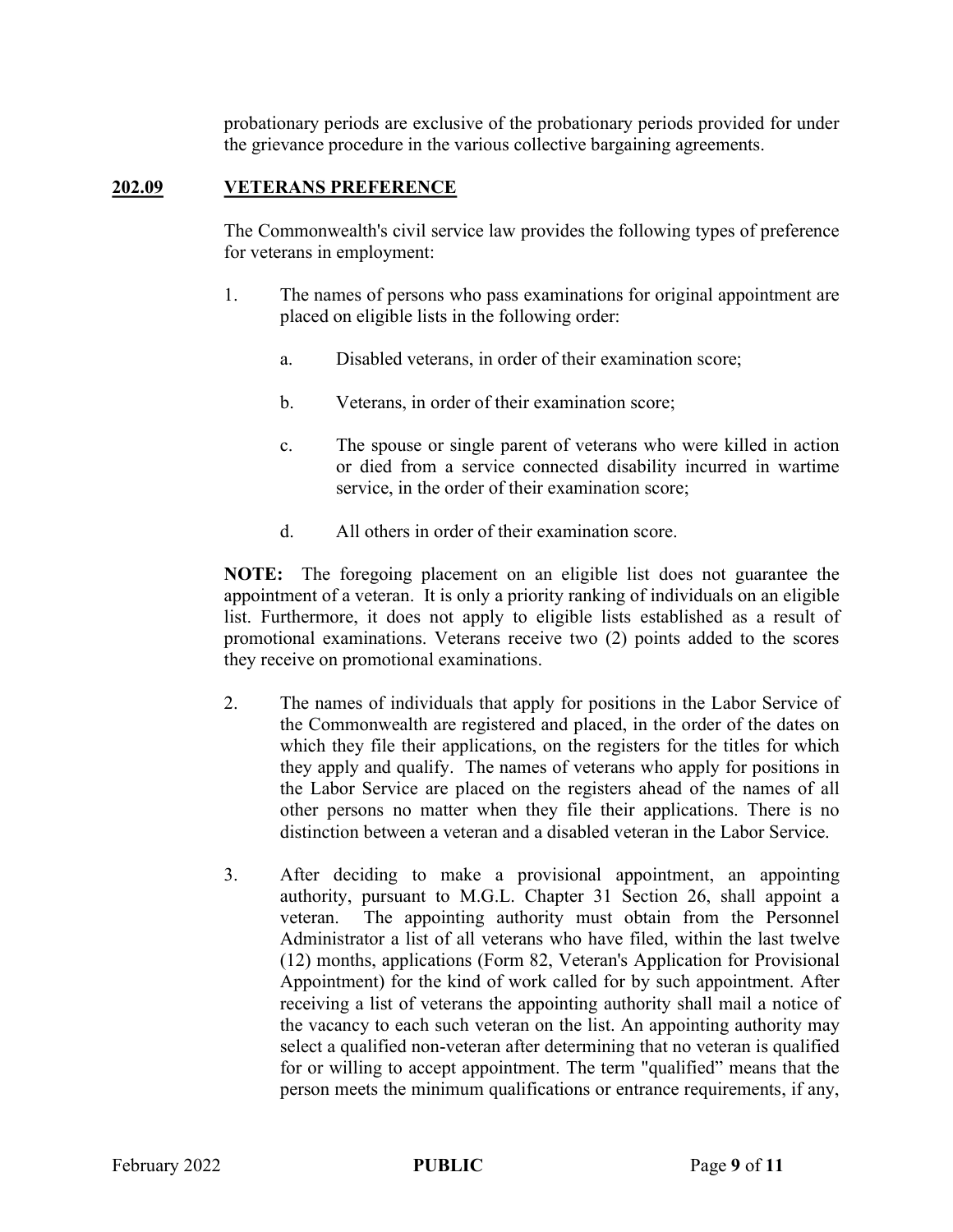probationary periods are exclusive of the probationary periods provided for under the grievance procedure in the various collective bargaining agreements.

## **202.09 VETERANS PREFERENCE**

The Commonwealth's civil service law provides the following types of preference for veterans in employment:

1. The names of persons who pass examinations for original appointment are placed on eligible lists in the following order:

   a. Disabled veterans, in order of their examination score;

   b. Veterans, in order of their examination score;

   c. The spouse or single parent of veterans who were killed in action or died from a service connected disability incurred in wartime service, in the order of their examination score;

   d. All others in order of their examination score.

**NOTE:** The foregoing placement on an eligible list does not guarantee the appointment of a veteran. It is only a priority ranking of individuals on an eligible list. Furthermore, it does not apply to eligible lists established as a result of promotional examinations. Veterans receive two (2) points added to the scores they receive on promotional examinations.

2. The names of individuals that apply for positions in the Labor Service of the Commonwealth are registered and placed, in the order of the dates on which they file their applications, on the registers for the titles for which they apply and qualify. The names of veterans who apply for positions in the Labor Service are placed on the registers ahead of the names of all other persons no matter when they file their applications. There is no distinction between a veteran and a disabled veteran in the Labor Service.

3. After deciding to make a provisional appointment, an appointing authority, pursuant to M.G.L. Chapter 31 Section 26, shall appoint a veteran. The appointing authority must obtain from the Personnel Administrator a list of all veterans who have filed, within the last twelve (12) months, applications (Form 82, Veteran's Application for Provisional Appointment) for the kind of work called for by such appointment. After receiving a list of veterans the appointing authority shall mail a notice of the vacancy to each such veteran on the list. An appointing authority may select a qualified non-veteran after determining that no veteran is qualified for or willing to accept appointment. The term "qualified" means that the person meets the minimum qualifications or entrance requirements, if any,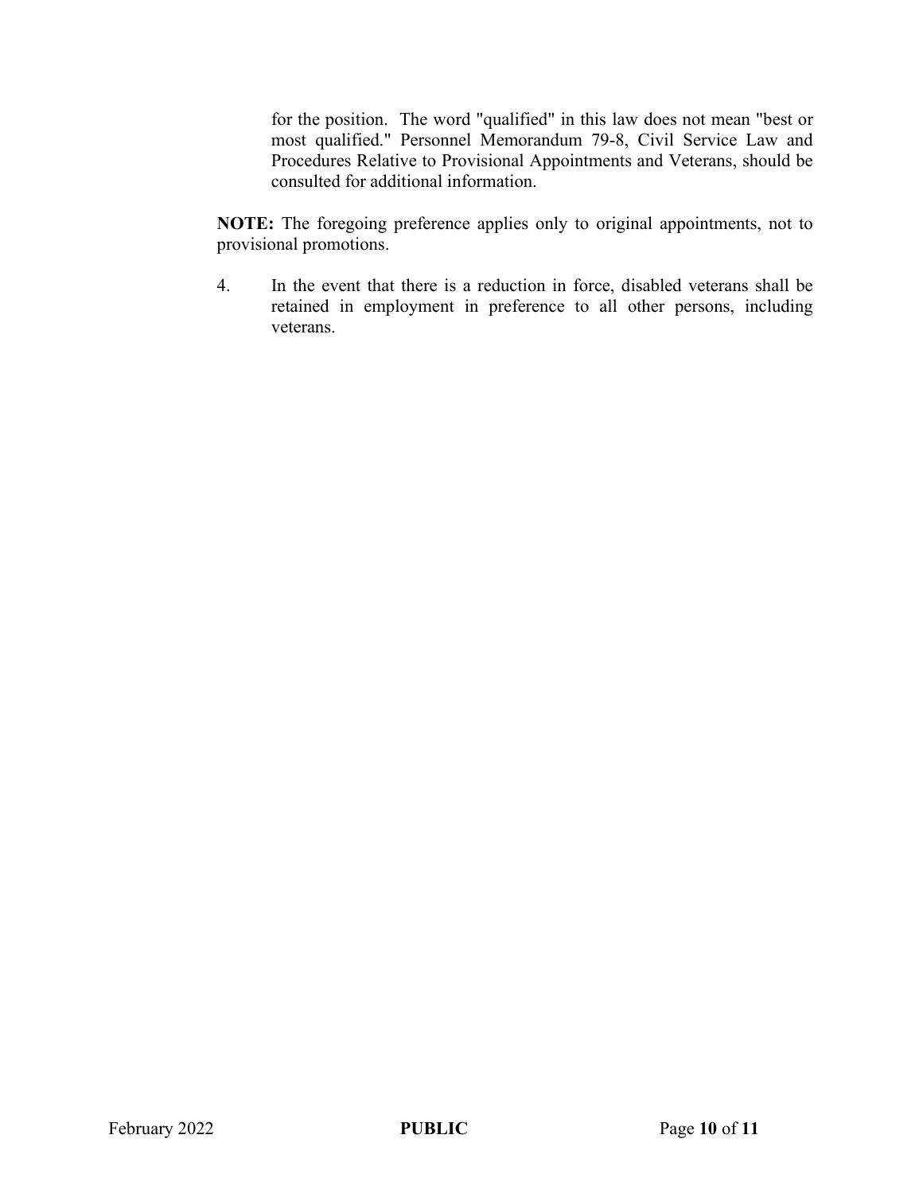for the position. The word "qualified" in this law does not mean "best or most qualified." Personnel Memorandum 79-8, Civil Service Law and Procedures Relative to Provisional Appointments and Veterans, should be consulted for additional information.

**NOTE:** The foregoing preference applies only to original appointments, not to provisional promotions.

4. In the event that there is a reduction in force, disabled veterans shall be retained in employment in preference to all other persons, including veterans.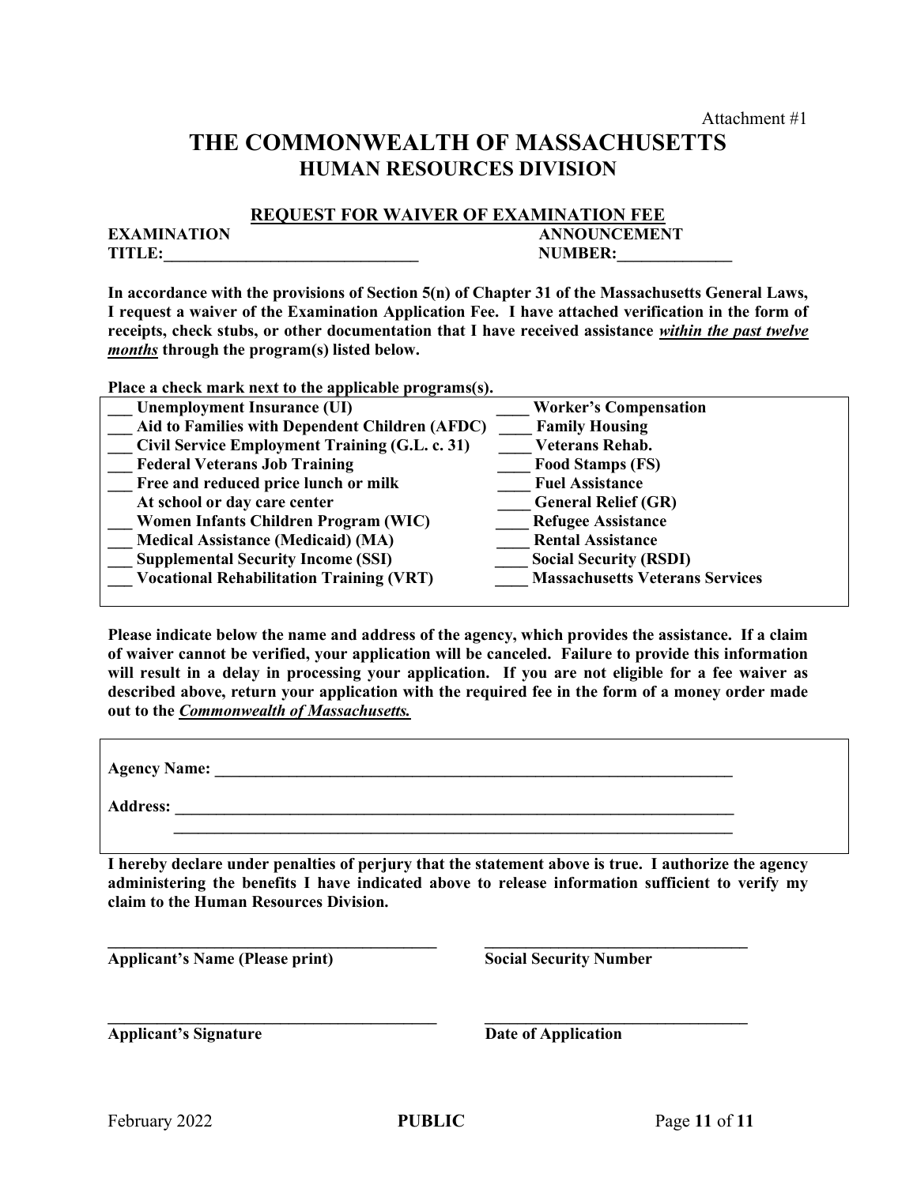Attachment #1

# THE COMMONWEALTH OF MASSACHUSETTS
## HUMAN RESOURCES DIVISION

### REQUEST FOR WAIVER OF EXAMINATION FEE

**EXAMINATION TITLE:_______________________________** **ANNOUNCEMENT NUMBER:______________**

**In accordance with the provisions of Section 5(n) of Chapter 31 of the Massachusetts General Laws, I request a waiver of the Examination Application Fee. I have attached verification in the form of receipts, check stubs, or other documentation that I have received assistance *within the past twelve months* through the program(s) listed below.**

**Place a check mark next to the applicable programs(s).**

| | |
|---|---|
| ___ Unemployment Insurance (UI) | ____ Worker's Compensation |
| ___ Aid to Families with Dependent Children (AFDC) | ____ Family Housing |
| ___ Civil Service Employment Training (G.L. c. 31) | ____ Veterans Rehab. |
| ___ Federal Veterans Job Training | ____ Food Stamps (FS) |
| ___ Free and reduced price lunch or milk At school or day care center | ____ Fuel Assistance |
| | ____ General Relief (GR) |
| ___ Women Infants Children Program (WIC) | ____ Refugee Assistance |
| ___ Medical Assistance (Medicaid) (MA) | ____ Rental Assistance |
| ___ Supplemental Security Income (SSI) | ____ Social Security (RSDI) |
| ___ Vocational Rehabilitation Training (VRT) | ____ Massachusetts Veterans Services |

**Please indicate below the name and address of the agency, which provides the assistance. If a claim of waiver cannot be verified, your application will be canceled. Failure to provide this information will result in a delay in processing your application. If you are not eligible for a fee waiver as described above, return your application with the required fee in the form of a money order made out to the *Commonwealth of Massachusetts.***

**Agency Name:** ___________________________________________________________________

**Address:** _______________________________________________________________________

_______________________________________________________________________

**I hereby declare under penalties of perjury that the statement above is true. I authorize the agency administering the benefits I have indicated above to release information sufficient to verify my claim to the Human Resources Division.**

_________________________________________ _________________________________

**Applicant's Name (Please print)** **Social Security Number**

_________________________________________ _________________________________

**Applicant's Signature** **Date of Application**

February 2022 **PUBLIC**